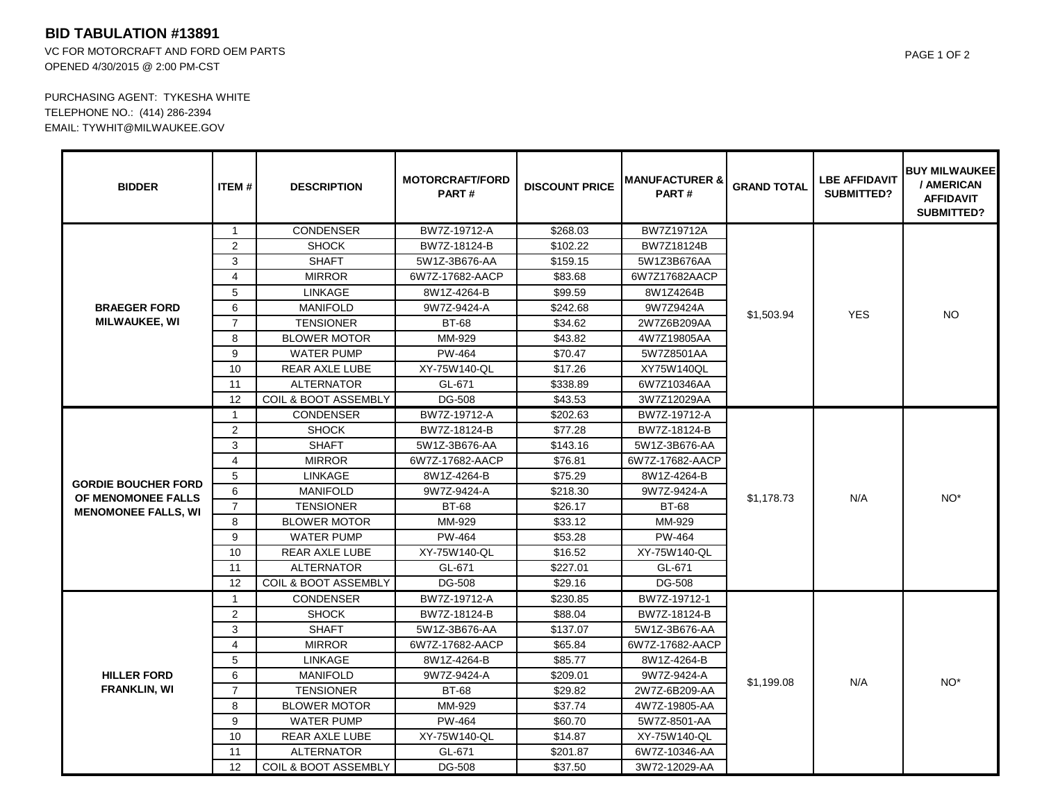# BID TABULATION #13891

VC FOR MOTORCRAFT AND FORD OEM PARTS
OPENED 4/30/2015 @ 2:00 PM-CST

PURCHASING AGENT: TYKESHA WHITE
TELEPHONE NO.: (414) 286-2394
EMAIL: TYWHIT@MILWAUKEE.GOV

| BIDDER | ITEM # | DESCRIPTION | MOTORCRAFT/FORD PART # | DISCOUNT PRICE | MANUFACTURER & PART # | GRAND TOTAL | LBE AFFIDAVIT SUBMITTED? | BUY MILWAUKEE / AMERICAN AFFIDAVIT SUBMITTED? |
|---|---|---|---|---|---|---|---|---|
| **BRAEGER FORD MILWAUKEE, WI** | 1 | CONDENSER | BW7Z-19712-A | $268.03 | BW7Z19712A | $1,503.94 | YES | NO |
| | 2 | SHOCK | BW7Z-18124-B | $102.22 | BW7Z18124B | | | |
| | 3 | SHAFT | 5W1Z-3B676-AA | $159.15 | 5W1Z3B676AA | | | |
| | 4 | MIRROR | 6W7Z-17682-AACP | $83.68 | 6W7Z17682AACP | | | |
| | 5 | LINKAGE | 8W1Z-4264-B | $99.59 | 8W1Z4264B | | | |
| | 6 | MANIFOLD | 9W7Z-9424-A | $242.68 | 9W7Z9424A | | | |
| | 7 | TENSIONER | BT-68 | $34.62 | 2W7Z6B209AA | | | |
| | 8 | BLOWER MOTOR | MM-929 | $43.82 | 4W7Z19805AA | | | |
| | 9 | WATER PUMP | PW-464 | $70.47 | 5W7Z8501AA | | | |
| | 10 | REAR AXLE LUBE | XY-75W140-QL | $17.26 | XY75W140QL | | | |
| | 11 | ALTERNATOR | GL-671 | $338.89 | 6W7Z10346AA | | | |
| | 12 | COIL & BOOT ASSEMBLY | DG-508 | $43.53 | 3W7Z12029AA | | | |
| **GORDIE BOUCHER FORD OF MENOMONEE FALLS MENOMONEE FALLS, WI** | 1 | CONDENSER | BW7Z-19712-A | $202.63 | BW7Z-19712-A | $1,178.73 | N/A | NO* |
| | 2 | SHOCK | BW7Z-18124-B | $77.28 | BW7Z-18124-B | | | |
| | 3 | SHAFT | 5W1Z-3B676-AA | $143.16 | 5W1Z-3B676-AA | | | |
| | 4 | MIRROR | 6W7Z-17682-AACP | $76.81 | 6W7Z-17682-AACP | | | |
| | 5 | LINKAGE | 8W1Z-4264-B | $75.29 | 8W1Z-4264-B | | | |
| | 6 | MANIFOLD | 9W7Z-9424-A | $218.30 | 9W7Z-9424-A | | | |
| | 7 | TENSIONER | BT-68 | $26.17 | BT-68 | | | |
| | 8 | BLOWER MOTOR | MM-929 | $33.12 | MM-929 | | | |
| | 9 | WATER PUMP | PW-464 | $53.28 | PW-464 | | | |
| | 10 | REAR AXLE LUBE | XY-75W140-QL | $16.52 | XY-75W140-QL | | | |
| | 11 | ALTERNATOR | GL-671 | $227.01 | GL-671 | | | |
| | 12 | COIL & BOOT ASSEMBLY | DG-508 | $29.16 | DG-508 | | | |
| **HILLER FORD FRANKLIN, WI** | 1 | CONDENSER | BW7Z-19712-A | $230.85 | BW7Z-19712-1 | $1,199.08 | N/A | NO* |
| | 2 | SHOCK | BW7Z-18124-B | $88.04 | BW7Z-18124-B | | | |
| | 3 | SHAFT | 5W1Z-3B676-AA | $137.07 | 5W1Z-3B676-AA | | | |
| | 4 | MIRROR | 6W7Z-17682-AACP | $65.84 | 6W7Z-17682-AACP | | | |
| | 5 | LINKAGE | 8W1Z-4264-B | $85.77 | 8W1Z-4264-B | | | |
| | 6 | MANIFOLD | 9W7Z-9424-A | $209.01 | 9W7Z-9424-A | | | |
| | 7 | TENSIONER | BT-68 | $29.82 | 2W7Z-6B209-AA | | | |
| | 8 | BLOWER MOTOR | MM-929 | $37.74 | 4W7Z-19805-AA | | | |
| | 9 | WATER PUMP | PW-464 | $60.70 | 5W7Z-8501-AA | | | |
| | 10 | REAR AXLE LUBE | XY-75W140-QL | $14.87 | XY-75W140-QL | | | |
| | 11 | ALTERNATOR | GL-671 | $201.87 | 6W7Z-10346-AA | | | |
| | 12 | COIL & BOOT ASSEMBLY | DG-508 | $37.50 | 3W72-12029-AA | | | |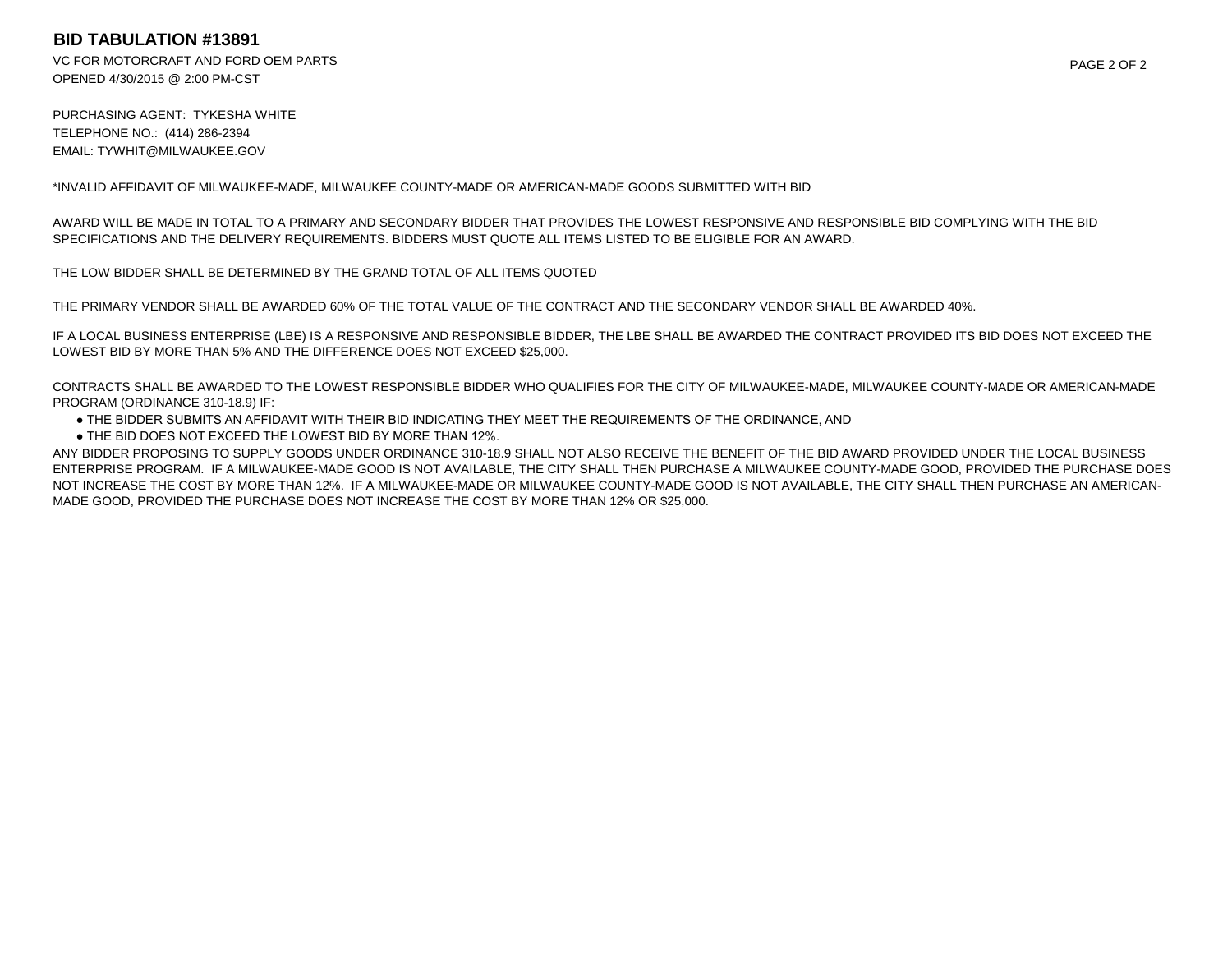## BID TABULATION #13891

VC FOR MOTORCRAFT AND FORD OEM PARTS
OPENED 4/30/2015 @ 2:00 PM-CST

PURCHASING AGENT: TYKESHA WHITE
TELEPHONE NO.: (414) 286-2394
EMAIL: TYWHIT@MILWAUKEE.GOV

*INVALID AFFIDAVIT OF MILWAUKEE-MADE, MILWAUKEE COUNTY-MADE OR AMERICAN-MADE GOODS SUBMITTED WITH BID

AWARD WILL BE MADE IN TOTAL TO A PRIMARY AND SECONDARY BIDDER THAT PROVIDES THE LOWEST RESPONSIVE AND RESPONSIBLE BID COMPLYING WITH THE BID SPECIFICATIONS AND THE DELIVERY REQUIREMENTS. BIDDERS MUST QUOTE ALL ITEMS LISTED TO BE ELIGIBLE FOR AN AWARD.

THE LOW BIDDER SHALL BE DETERMINED BY THE GRAND TOTAL OF ALL ITEMS QUOTED

THE PRIMARY VENDOR SHALL BE AWARDED 60% OF THE TOTAL VALUE OF THE CONTRACT AND THE SECONDARY VENDOR SHALL BE AWARDED 40%.

IF A LOCAL BUSINESS ENTERPRISE (LBE) IS A RESPONSIVE AND RESPONSIBLE BIDDER, THE LBE SHALL BE AWARDED THE CONTRACT PROVIDED ITS BID DOES NOT EXCEED THE LOWEST BID BY MORE THAN 5% AND THE DIFFERENCE DOES NOT EXCEED $25,000.

CONTRACTS SHALL BE AWARDED TO THE LOWEST RESPONSIBLE BIDDER WHO QUALIFIES FOR THE CITY OF MILWAUKEE-MADE, MILWAUKEE COUNTY-MADE OR AMERICAN-MADE PROGRAM (ORDINANCE 310-18.9) IF:

- THE BIDDER SUBMITS AN AFFIDAVIT WITH THEIR BID INDICATING THEY MEET THE REQUIREMENTS OF THE ORDINANCE, AND
- THE BID DOES NOT EXCEED THE LOWEST BID BY MORE THAN 12%.

ANY BIDDER PROPOSING TO SUPPLY GOODS UNDER ORDINANCE 310-18.9 SHALL NOT ALSO RECEIVE THE BENEFIT OF THE BID AWARD PROVIDED UNDER THE LOCAL BUSINESS ENTERPRISE PROGRAM. IF A MILWAUKEE-MADE GOOD IS NOT AVAILABLE, THE CITY SHALL THEN PURCHASE A MILWAUKEE COUNTY-MADE GOOD, PROVIDED THE PURCHASE DOES NOT INCREASE THE COST BY MORE THAN 12%. IF A MILWAUKEE-MADE OR MILWAUKEE COUNTY-MADE GOOD IS NOT AVAILABLE, THE CITY SHALL THEN PURCHASE AN AMERICAN-MADE GOOD, PROVIDED THE PURCHASE DOES NOT INCREASE THE COST BY MORE THAN 12% OR $25,000.